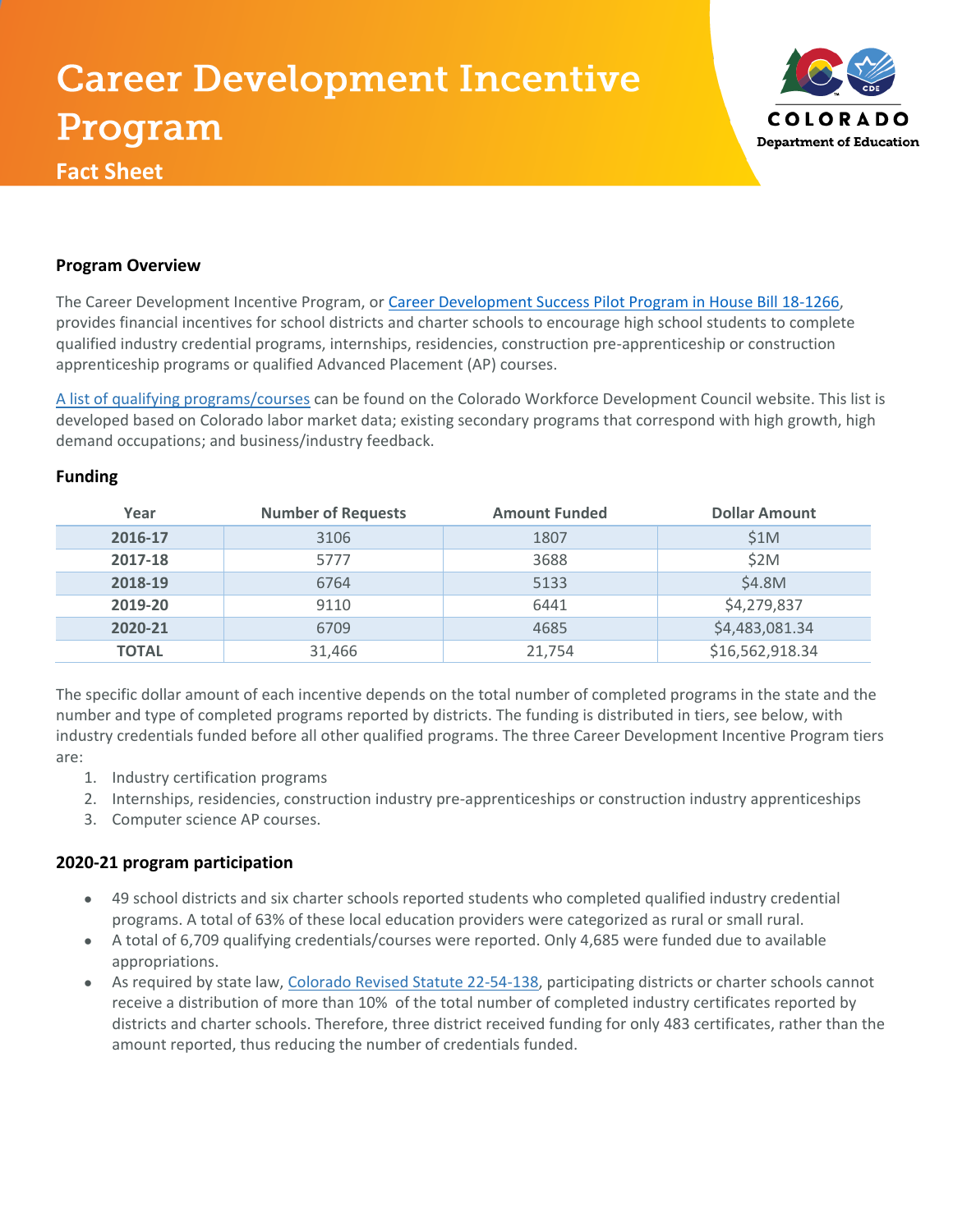# Career Development Incentive Program

## Fact Sheet

### Program Overview

The Career Development Incentive Program, or Career Development Success Pilot Program in House Bill 18-1266, provides financial incentives for school districts and charter schools to encourage high school students to complete qualified industry credential programs, internships, residencies, construction pre-apprenticeship or construction apprenticeship programs or qualified Advanced Placement (AP) courses.

A list of qualifying programs/courses can be found on the Colorado Workforce Development Council website. This list is developed based on Colorado labor market data; existing secondary programs that correspond with high growth, high demand occupations; and business/industry feedback.

### Funding

| Year | Number of Requests | Amount Funded | Dollar Amount |
|---|---|---|---|
| **2016-17** | 3106 | 1807 | $1M |
| **2017-18** | 5777 | 3688 | $2M |
| **2018-19** | 6764 | 5133 | $4.8M |
| **2019-20** | 9110 | 6441 | $4,279,837 |
| **2020-21** | 6709 | 4685 | $4,483,081.34 |
| **TOTAL** | 31,466 | 21,754 | $16,562,918.34 |

The specific dollar amount of each incentive depends on the total number of completed programs in the state and the number and type of completed programs reported by districts. The funding is distributed in tiers, see below, with industry credentials funded before all other qualified programs. The three Career Development Incentive Program tiers are:

1. Industry certification programs
2. Internships, residencies, construction industry pre-apprenticeships or construction industry apprenticeships
3. Computer science AP courses.

### 2020-21 program participation

- 49 school districts and six charter schools reported students who completed qualified industry credential programs. A total of 63% of these local education providers were categorized as rural or small rural.
- A total of 6,709 qualifying credentials/courses were reported. Only 4,685 were funded due to available appropriations.
- As required by state law, Colorado Revised Statute 22-54-138, participating districts or charter schools cannot receive a distribution of more than 10% of the total number of completed industry certificates reported by districts and charter schools. Therefore, three district received funding for only 483 certificates, rather than the amount reported, thus reducing the number of credentials funded.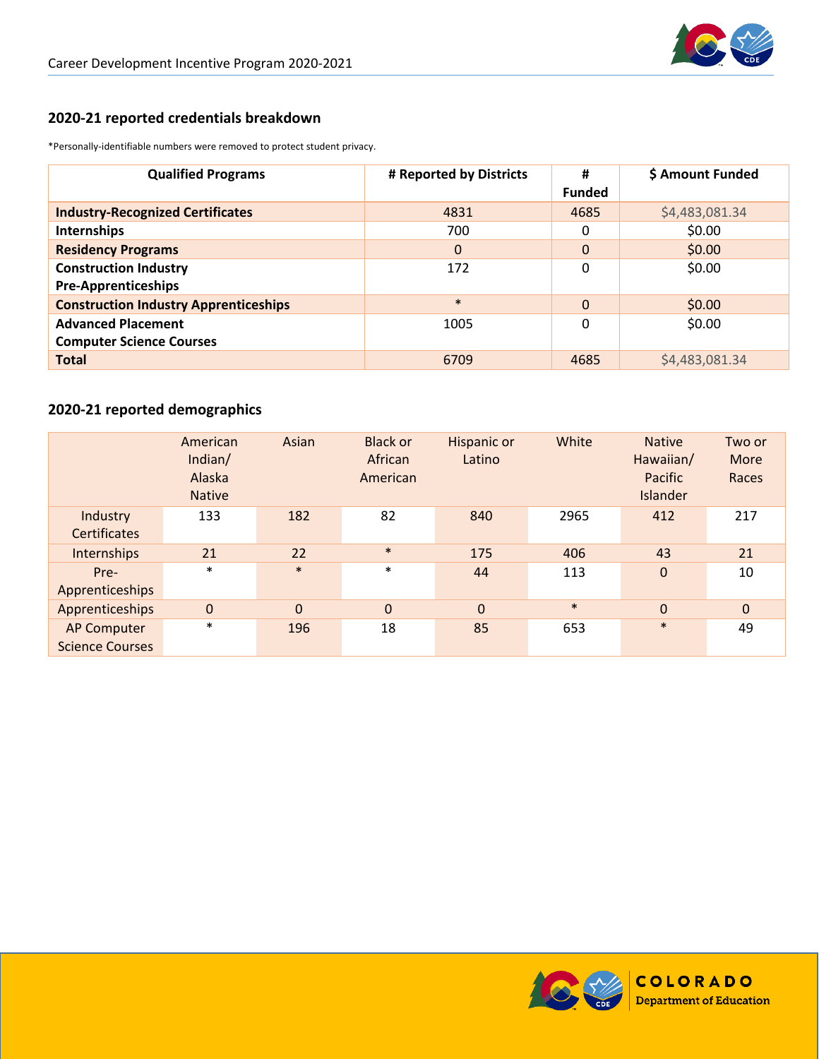## 2020-21 reported credentials breakdown

*Personally-identifiable numbers were removed to protect student privacy.

| Qualified Programs | # Reported by Districts | # Funded | $ Amount Funded |
|---|---|---|---|
| **Industry-Recognized Certificates** | 4831 | 4685 | $4,483,081.34 |
| **Internships** | 700 | 0 | $0.00 |
| **Residency Programs** | 0 | 0 | $0.00 |
| **Construction Industry Pre-Apprenticeships** | 172 | 0 | $0.00 |
| **Construction Industry Apprenticeships** | * | 0 | $0.00 |
| **Advanced Placement Computer Science Courses** | 1005 | 0 | $0.00 |
| **Total** | 6709 | 4685 | $4,483,081.34 |

## 2020-21 reported demographics

| | American Indian/ Alaska Native | Asian | Black or African American | Hispanic or Latino | White | Native Hawaiian/ Pacific Islander | Two or More Races |
|---|---|---|---|---|---|---|---|
| Industry Certificates | 133 | 182 | 82 | 840 | 2965 | 412 | 217 |
| Internships | 21 | 22 | * | 175 | 406 | 43 | 21 |
| Pre-Apprenticeships | * | * | * | 44 | 113 | 0 | 10 |
| Apprenticeships | 0 | 0 | 0 | 0 | * | 0 | 0 |
| AP Computer Science Courses | * | 196 | 18 | 85 | 653 | * | 49 |